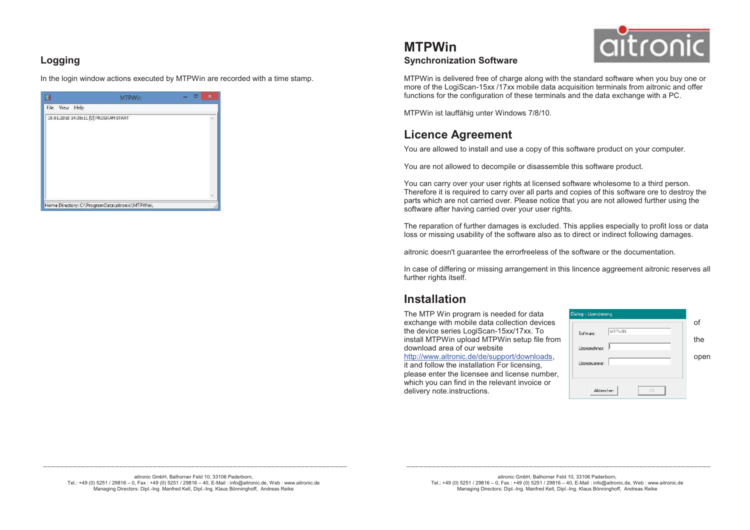## Logging

In the login window actions executed by MTPWin are recorded with a time stamp.

# MTPWin

### Synchronization Software

MTPWin is delivered free of charge along with the standard software when you buy one or more of the LogiScan-15xx /17xx mobile data acquisition terminals from aitronic and offer functions for the configuration of these terminals and the data exchange with a PC.

MTPWin ist lauffähig unter Windows 7/8/10.

## Licence Agreement

You are allowed to install and use a copy of this software product on your computer.

You are not allowed to decompile or disassemble this software product.

You can carry over your user rights at licensed software wholesome to a third person. Therefore it is required to carry over all parts and copies of this software ore to destroy the parts which are not carried over. Please notice that you are not allowed further using the software after having carried over your user rights.

The reparation of further damages is excluded. This applies especially to profit loss or data loss or missing usability of the software also as to direct or indirect following damages.

aitronic doesn't guarantee the errorfreeless of the software or the documentation.

In case of differing or missing arrangement in this lincence aggreement aitronic reserves all further rights itself.

## Installation

The MTP Win program is needed for data exchange with mobile data collection devices of the device series LogiScan-15xx/17xx. To install MTPWin upload MTPWin setup file from the download area of our website http://www.aitronic.de/de/support/downloads, open it and follow the installation For licensing, please enter the licensee and license number, which you can find in the relevant invoice or delivery note.instructions.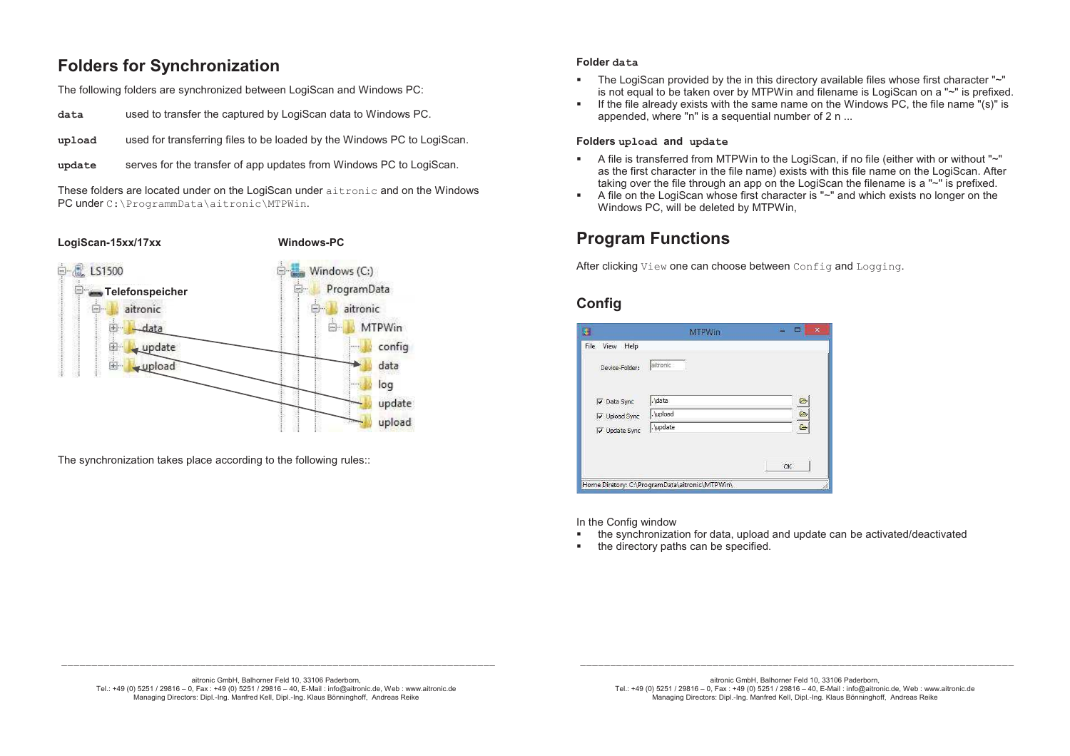## Folders for Synchronization

The following folders are synchronized between LogiScan and Windows PC:

**data** used to transfer the captured by LogiScan data to Windows PC.

**upload** used for transferring files to be loaded by the Windows PC to LogiScan.

**update** serves for the transfer of app updates from Windows PC to LogiScan.

These folders are located under on the LogiScan under `aitronic` and on the Windows PC under `C:\ProgrammData\aitronic\MTPWin`.

**LogiScan-15xx/17xx**

LS1500
Telefonspeicher
aitronic
data
update
upload

**Windows-PC**

Windows (C:)
ProgramData
aitronic
MTPWin
config
data
log
update
upload

The synchronization takes place according to the following rules::

### Folder `data`

- The LogiScan provided by the in this directory available files whose first character "~" is not equal to be taken over by MTPWin and filename is LogiScan on a "~" is prefixed.
- If the file already exists with the same name on the Windows PC, the file name "(s)" is appended, where "n" is a sequential number of 2 n ...

### Folders `upload` and `update`

- A file is transferred from MTPWin to the LogiScan, if no file (either with or without "~" as the first character in the file name) exists with this file name on the LogiScan. After taking over the file through an app on the LogiScan the filename is a "~" is prefixed.
- A file on the LogiScan whose first character is "~" and which exists no longer on the Windows PC, will be deleted by MTPWin,

## Program Functions

After clicking `View` one can choose between `Config` and `Logging`.

## Config

MTPWin

File View Help

Device-Folder: aitronic

Data Sync .\data

Upload Sync .\upload

Update Sync .\update

OK

Home Diretory: C:\ProgramData\aitronic\MTPWin\

In the Config window
- the synchronization for data, upload and update can be activated/deactivated
- the directory paths can be specified.